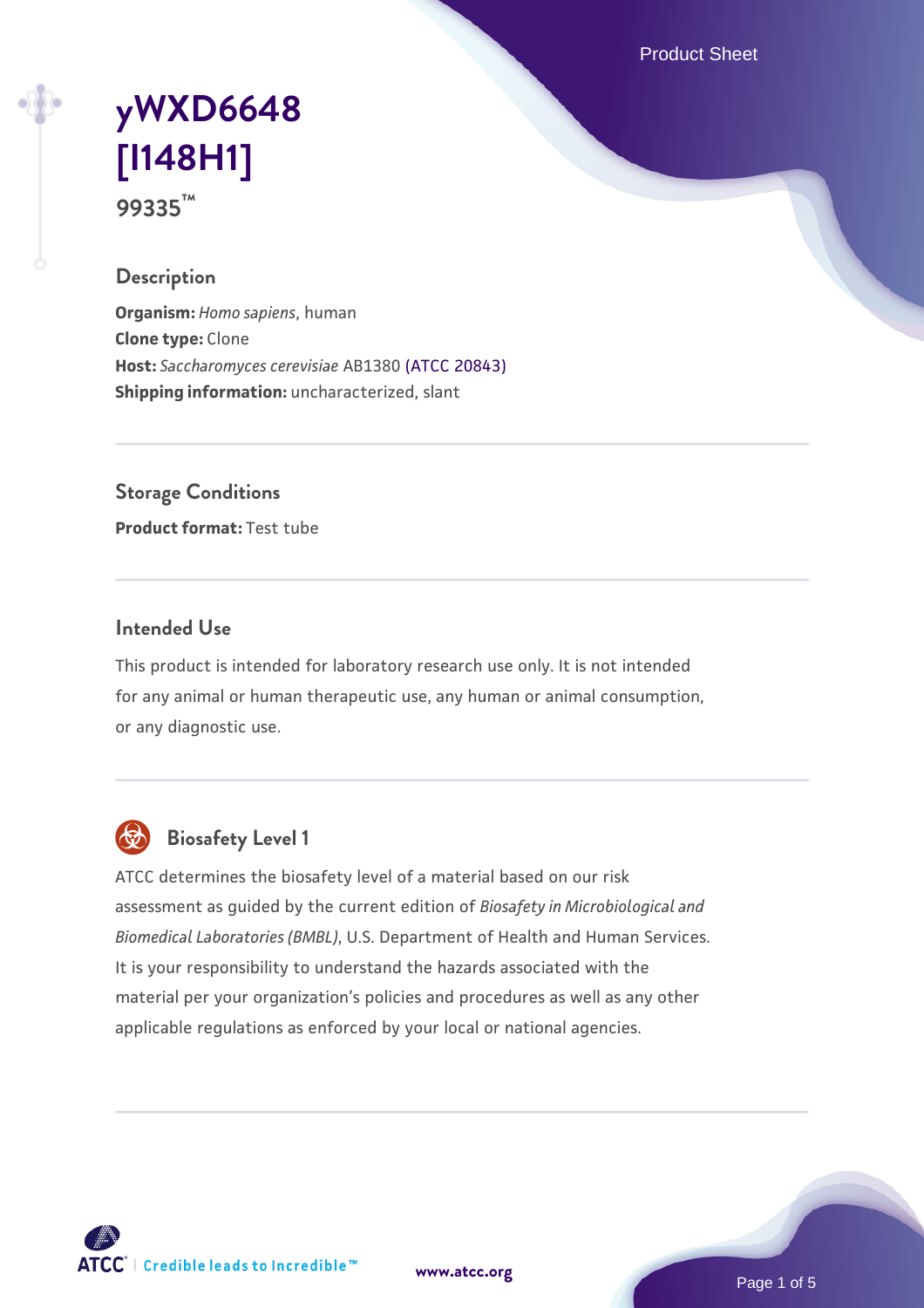# yWXD6648 [I148H1]

**99335™**

## Description

**Organism:** *Homo sapiens*, human
**Clone type:** Clone
**Host:** *Saccharomyces cerevisiae* AB1380 (ATCC 20843)
**Shipping information:** uncharacterized, slant

## Storage Conditions

**Product format:** Test tube

## Intended Use

This product is intended for laboratory research use only. It is not intended for any animal or human therapeutic use, any human or animal consumption, or any diagnostic use.

## Biosafety Level 1

ATCC determines the biosafety level of a material based on our risk assessment as guided by the current edition of *Biosafety in Microbiological and Biomedical Laboratories (BMBL)*, U.S. Department of Health and Human Services. It is your responsibility to understand the hazards associated with the material per your organization's policies and procedures as well as any other applicable regulations as enforced by your local or national agencies.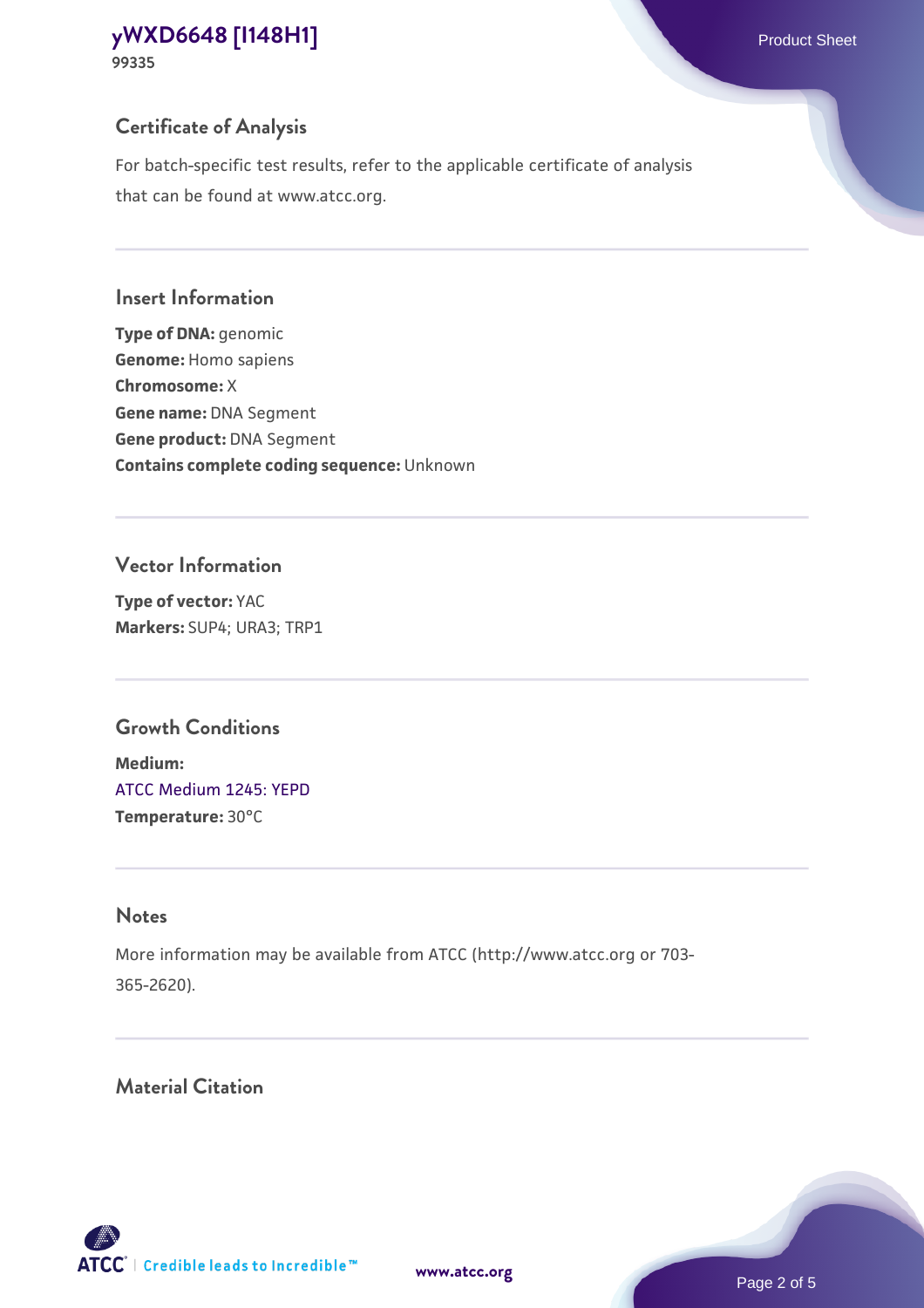## Certificate of Analysis

For batch-specific test results, refer to the applicable certificate of analysis that can be found at www.atcc.org.

## Insert Information

**Type of DNA:** genomic
**Genome:** Homo sapiens
**Chromosome:** X
**Gene name:** DNA Segment
**Gene product:** DNA Segment
**Contains complete coding sequence:** Unknown

## Vector Information

**Type of vector:** YAC
**Markers:** SUP4; URA3; TRP1

## Growth Conditions

**Medium:**
ATCC Medium 1245: YEPD
**Temperature:** 30°C

## Notes

More information may be available from ATCC (http://www.atcc.org or 703-365-2620).

## Material Citation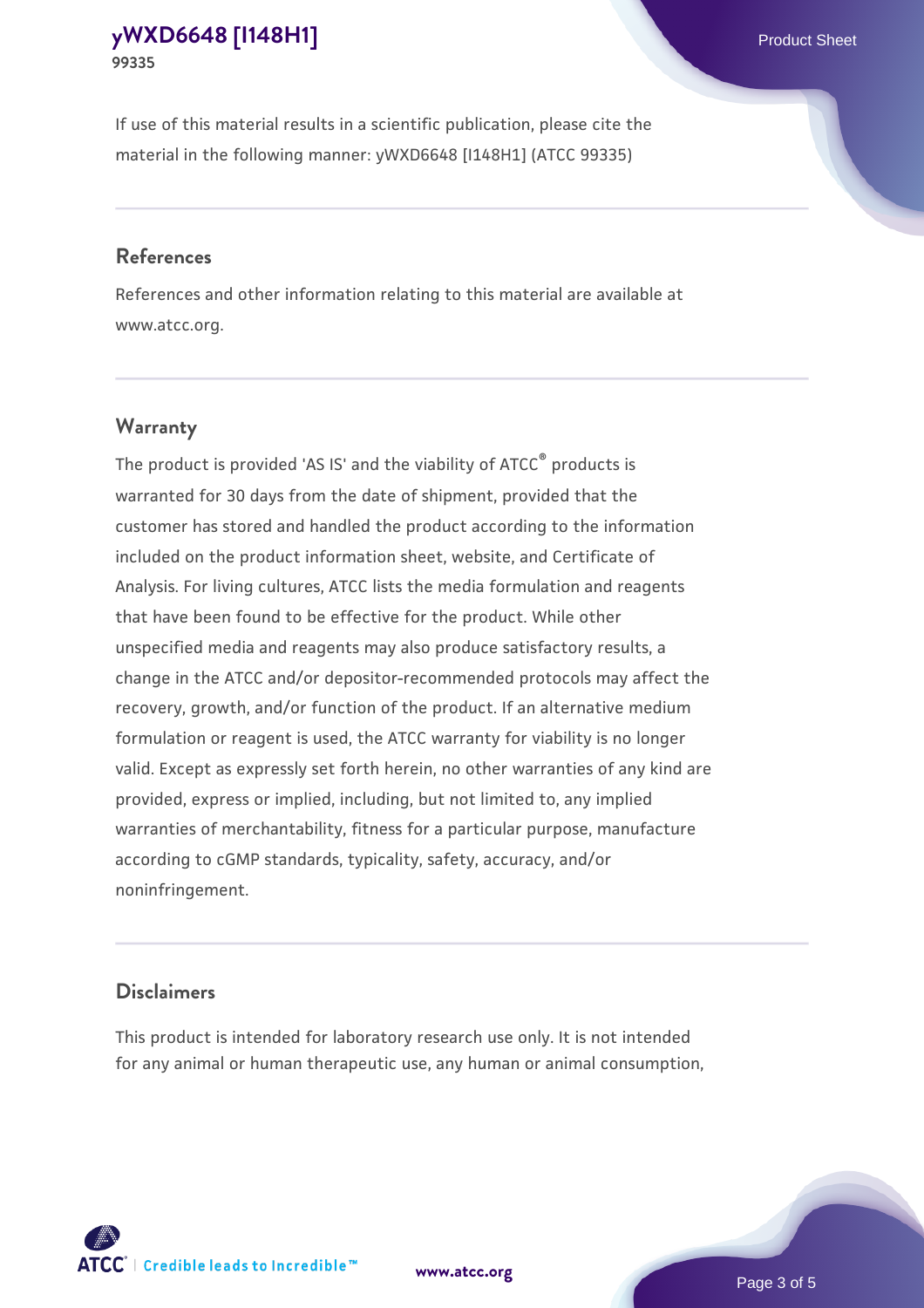If use of this material results in a scientific publication, please cite the material in the following manner: yWXD6648 [I148H1] (ATCC 99335)

## References

References and other information relating to this material are available at www.atcc.org.

## Warranty

The product is provided 'AS IS' and the viability of ATCC® products is warranted for 30 days from the date of shipment, provided that the customer has stored and handled the product according to the information included on the product information sheet, website, and Certificate of Analysis. For living cultures, ATCC lists the media formulation and reagents that have been found to be effective for the product. While other unspecified media and reagents may also produce satisfactory results, a change in the ATCC and/or depositor-recommended protocols may affect the recovery, growth, and/or function of the product. If an alternative medium formulation or reagent is used, the ATCC warranty for viability is no longer valid. Except as expressly set forth herein, no other warranties of any kind are provided, express or implied, including, but not limited to, any implied warranties of merchantability, fitness for a particular purpose, manufacture according to cGMP standards, typicality, safety, accuracy, and/or noninfringement.

## Disclaimers

This product is intended for laboratory research use only. It is not intended for any animal or human therapeutic use, any human or animal consumption,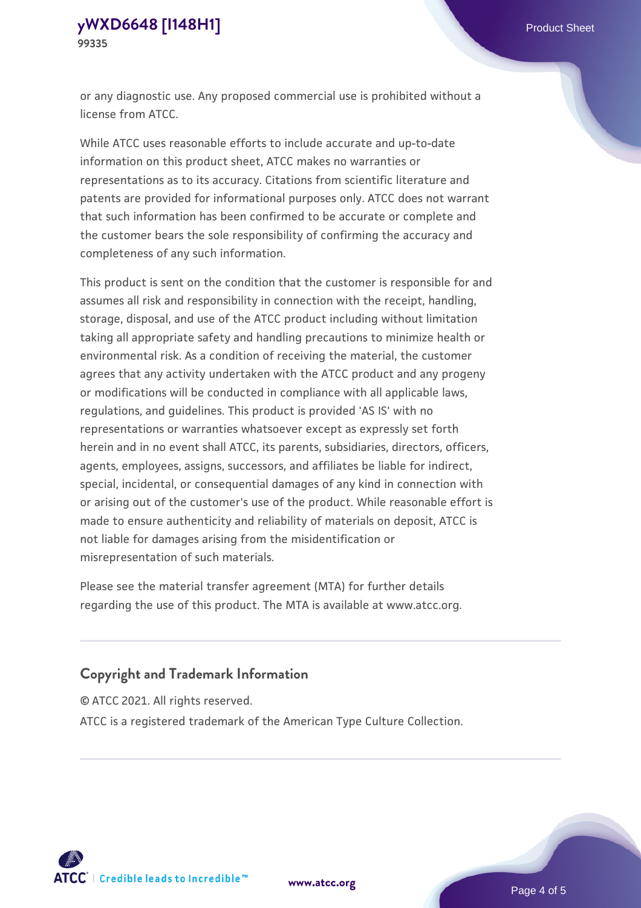or any diagnostic use. Any proposed commercial use is prohibited without a license from ATCC.

While ATCC uses reasonable efforts to include accurate and up-to-date information on this product sheet, ATCC makes no warranties or representations as to its accuracy. Citations from scientific literature and patents are provided for informational purposes only. ATCC does not warrant that such information has been confirmed to be accurate or complete and the customer bears the sole responsibility of confirming the accuracy and completeness of any such information.

This product is sent on the condition that the customer is responsible for and assumes all risk and responsibility in connection with the receipt, handling, storage, disposal, and use of the ATCC product including without limitation taking all appropriate safety and handling precautions to minimize health or environmental risk. As a condition of receiving the material, the customer agrees that any activity undertaken with the ATCC product and any progeny or modifications will be conducted in compliance with all applicable laws, regulations, and guidelines. This product is provided 'AS IS' with no representations or warranties whatsoever except as expressly set forth herein and in no event shall ATCC, its parents, subsidiaries, directors, officers, agents, employees, assigns, successors, and affiliates be liable for indirect, special, incidental, or consequential damages of any kind in connection with or arising out of the customer's use of the product. While reasonable effort is made to ensure authenticity and reliability of materials on deposit, ATCC is not liable for damages arising from the misidentification or misrepresentation of such materials.

Please see the material transfer agreement (MTA) for further details regarding the use of this product. The MTA is available at www.atcc.org.

## Copyright and Trademark Information

© ATCC 2021. All rights reserved.

ATCC is a registered trademark of the American Type Culture Collection.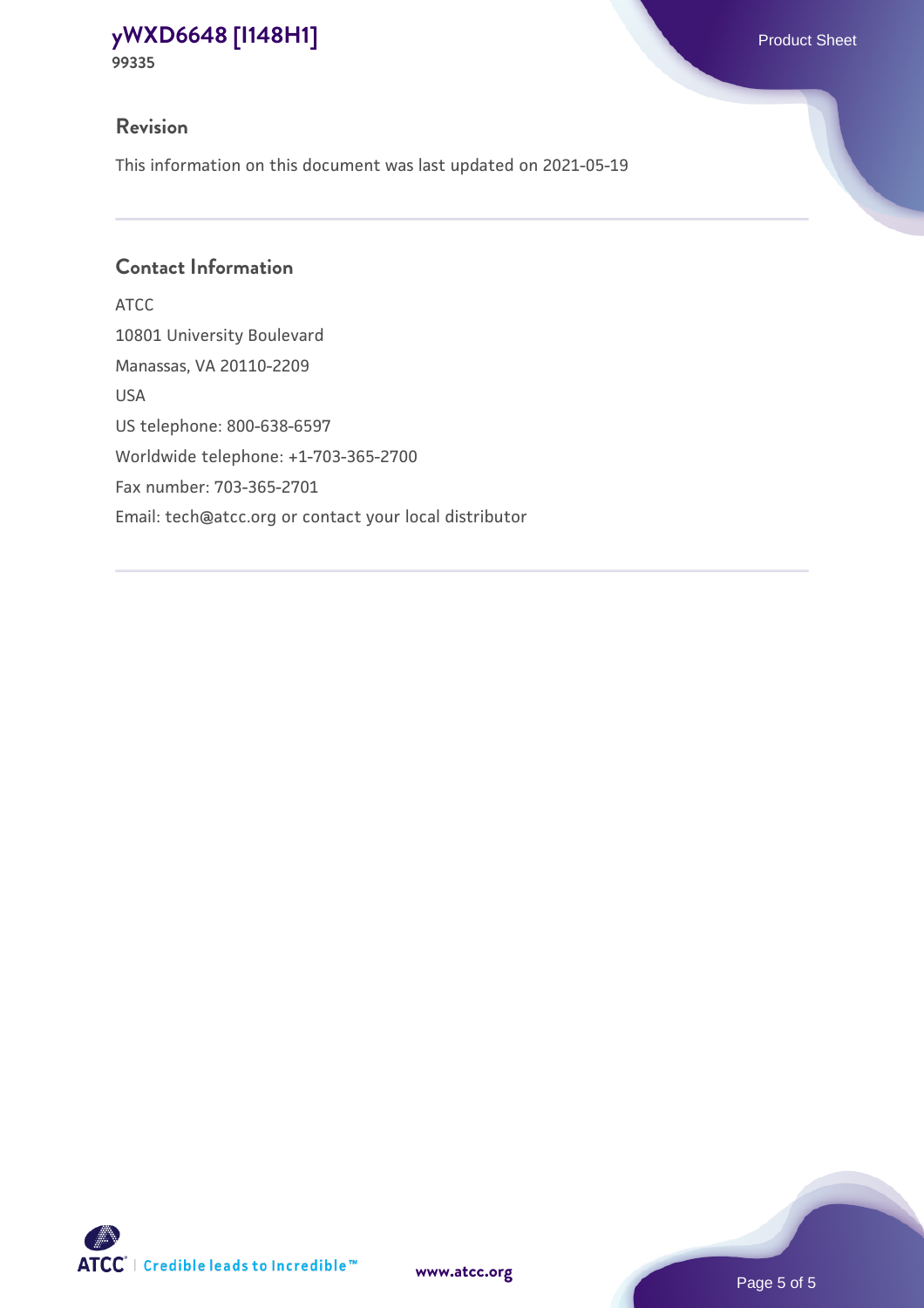## Revision

This information on this document was last updated on 2021-05-19

## Contact Information

ATCC
10801 University Boulevard
Manassas, VA 20110-2209
USA
US telephone: 800-638-6597
Worldwide telephone: +1-703-365-2700
Fax number: 703-365-2701
Email: tech@atcc.org or contact your local distributor